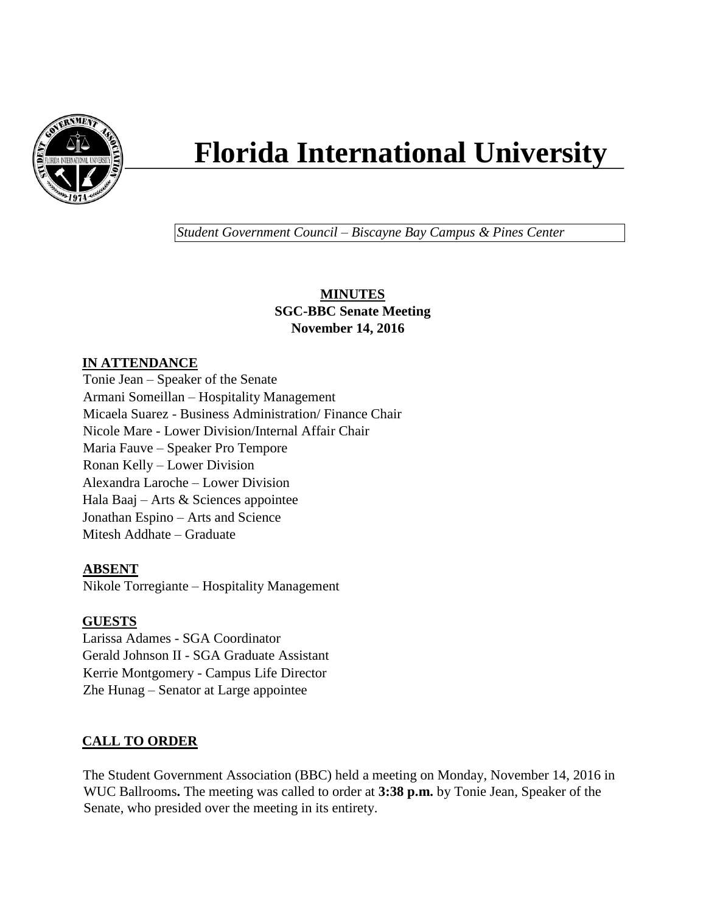# Florida International University

*Student Government Council – Biscayne Bay Campus & Pines Center*

**MINUTES**
**SGC-BBC Senate Meeting**
**November 14, 2016**

## IN ATTENDANCE

Tonie Jean – Speaker of the Senate
Armani Someillan – Hospitality Management
Micaela Suarez - Business Administration/ Finance Chair
Nicole Mare - Lower Division/Internal Affair Chair
Maria Fauve – Speaker Pro Tempore
Ronan Kelly – Lower Division
Alexandra Laroche – Lower Division
Hala Baaj – Arts & Sciences appointee
Jonathan Espino – Arts and Science
Mitesh Addhate – Graduate

## ABSENT

Nikole Torregiante – Hospitality Management

## GUESTS

Larissa Adames - SGA Coordinator
Gerald Johnson II - SGA Graduate Assistant
Kerrie Montgomery - Campus Life Director
Zhe Hunag – Senator at Large appointee

## CALL TO ORDER

The Student Government Association (BBC) held a meeting on Monday, November 14, 2016 in WUC Ballrooms**.** The meeting was called to order at **3:38 p.m.** by Tonie Jean, Speaker of the Senate, who presided over the meeting in its entirety.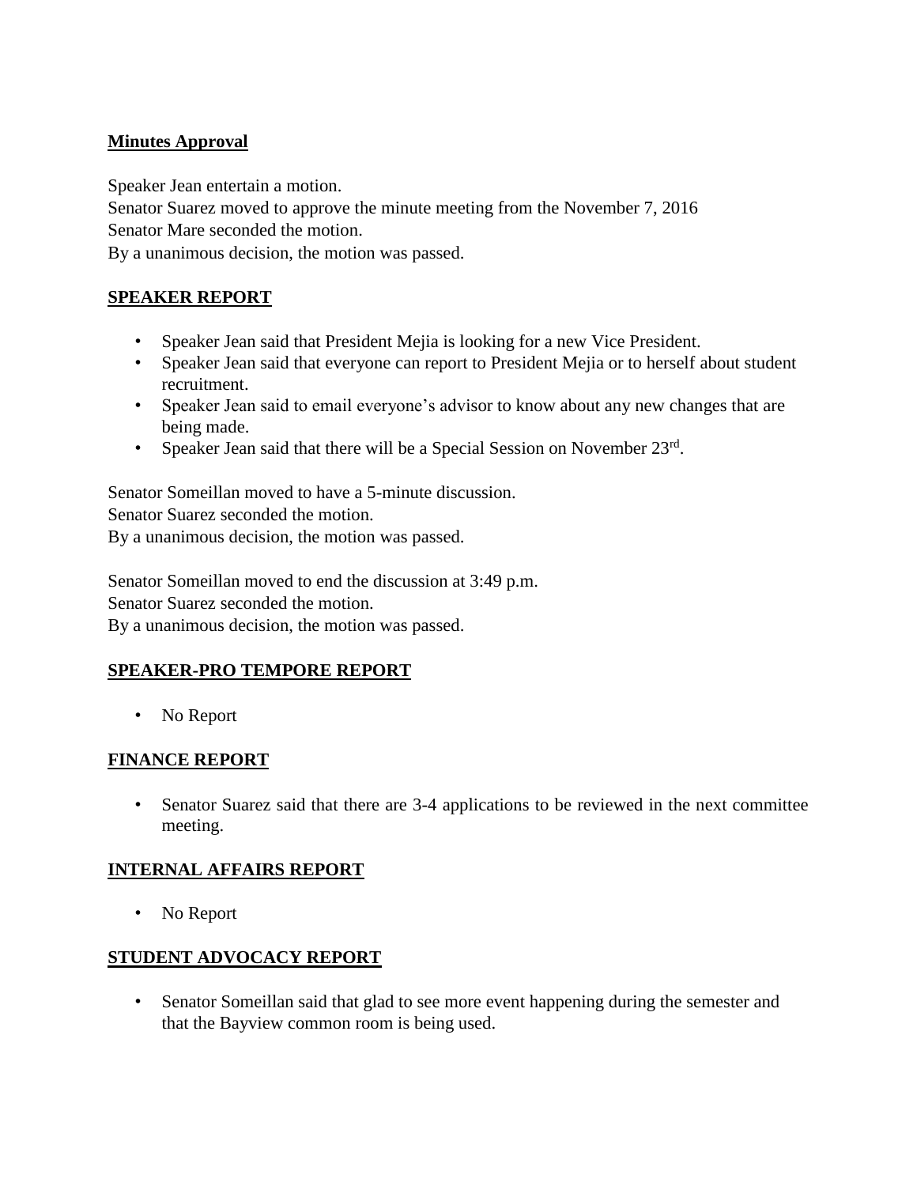**Minutes Approval**

Speaker Jean entertain a motion.
Senator Suarez moved to approve the minute meeting from the November 7, 2016
Senator Mare seconded the motion.
By a unanimous decision, the motion was passed.

**SPEAKER REPORT**

- Speaker Jean said that President Mejia is looking for a new Vice President.
- Speaker Jean said that everyone can report to President Mejia or to herself about student recruitment.
- Speaker Jean said to email everyone's advisor to know about any new changes that are being made.
- Speaker Jean said that there will be a Special Session on November 23rd.

Senator Someillan moved to have a 5-minute discussion.
Senator Suarez seconded the motion.
By a unanimous decision, the motion was passed.

Senator Someillan moved to end the discussion at 3:49 p.m.
Senator Suarez seconded the motion.
By a unanimous decision, the motion was passed.

**SPEAKER-PRO TEMPORE REPORT**

- No Report

**FINANCE REPORT**

- Senator Suarez said that there are 3-4 applications to be reviewed in the next committee meeting.

**INTERNAL AFFAIRS REPORT**

- No Report

**STUDENT ADVOCACY REPORT**

- Senator Someillan said that glad to see more event happening during the semester and that the Bayview common room is being used.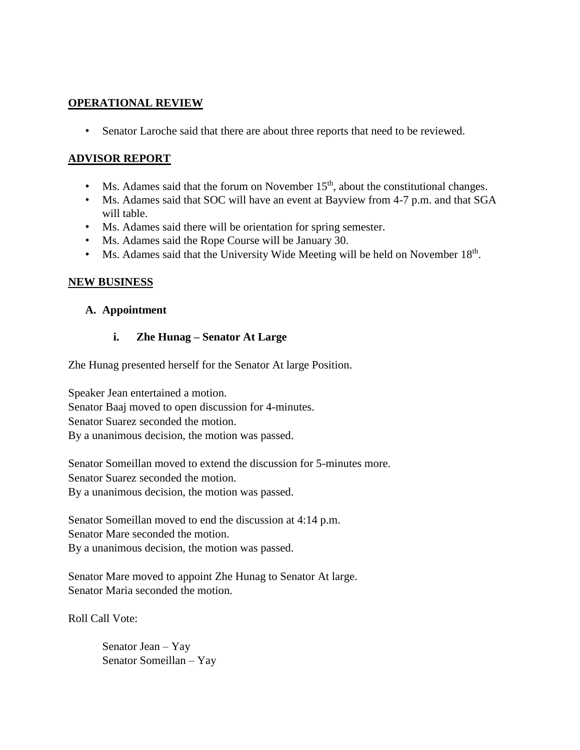## OPERATIONAL REVIEW

- Senator Laroche said that there are about three reports that need to be reviewed.

## ADVISOR REPORT

- Ms. Adames said that the forum on November 15th, about the constitutional changes.
- Ms. Adames said that SOC will have an event at Bayview from 4-7 p.m. and that SGA will table.
- Ms. Adames said there will be orientation for spring semester.
- Ms. Adames said the Rope Course will be January 30.
- Ms. Adames said that the University Wide Meeting will be held on November 18th.

## NEW BUSINESS

### A. Appointment

#### i. Zhe Hunag – Senator At Large

Zhe Hunag presented herself for the Senator At large Position.

Speaker Jean entertained a motion.
Senator Baaj moved to open discussion for 4-minutes.
Senator Suarez seconded the motion.
By a unanimous decision, the motion was passed.

Senator Someillan moved to extend the discussion for 5-minutes more.
Senator Suarez seconded the motion.
By a unanimous decision, the motion was passed.

Senator Someillan moved to end the discussion at 4:14 p.m.
Senator Mare seconded the motion.
By a unanimous decision, the motion was passed.

Senator Mare moved to appoint Zhe Hunag to Senator At large.
Senator Maria seconded the motion.

Roll Call Vote:

Senator Jean – Yay
Senator Someillan – Yay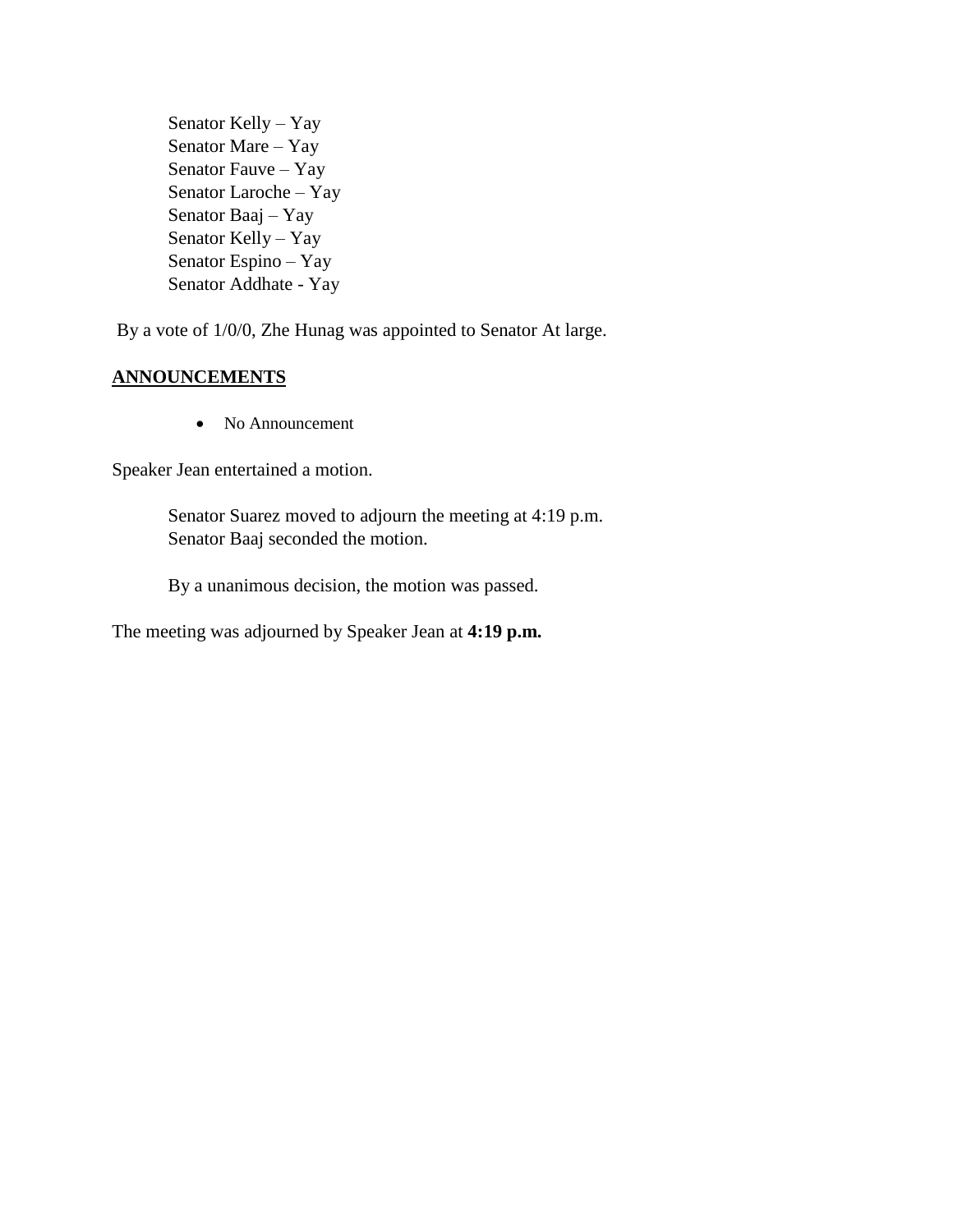Senator Kelly – Yay
Senator Mare – Yay
Senator Fauve – Yay
Senator Laroche – Yay
Senator Baaj – Yay
Senator Kelly – Yay
Senator Espino – Yay
Senator Addhate - Yay

By a vote of 1/0/0, Zhe Hunag was appointed to Senator At large.

## ANNOUNCEMENTS

- No Announcement

Speaker Jean entertained a motion.

Senator Suarez moved to adjourn the meeting at 4:19 p.m.
Senator Baaj seconded the motion.

By a unanimous decision, the motion was passed.

The meeting was adjourned by Speaker Jean at **4:19 p.m.**